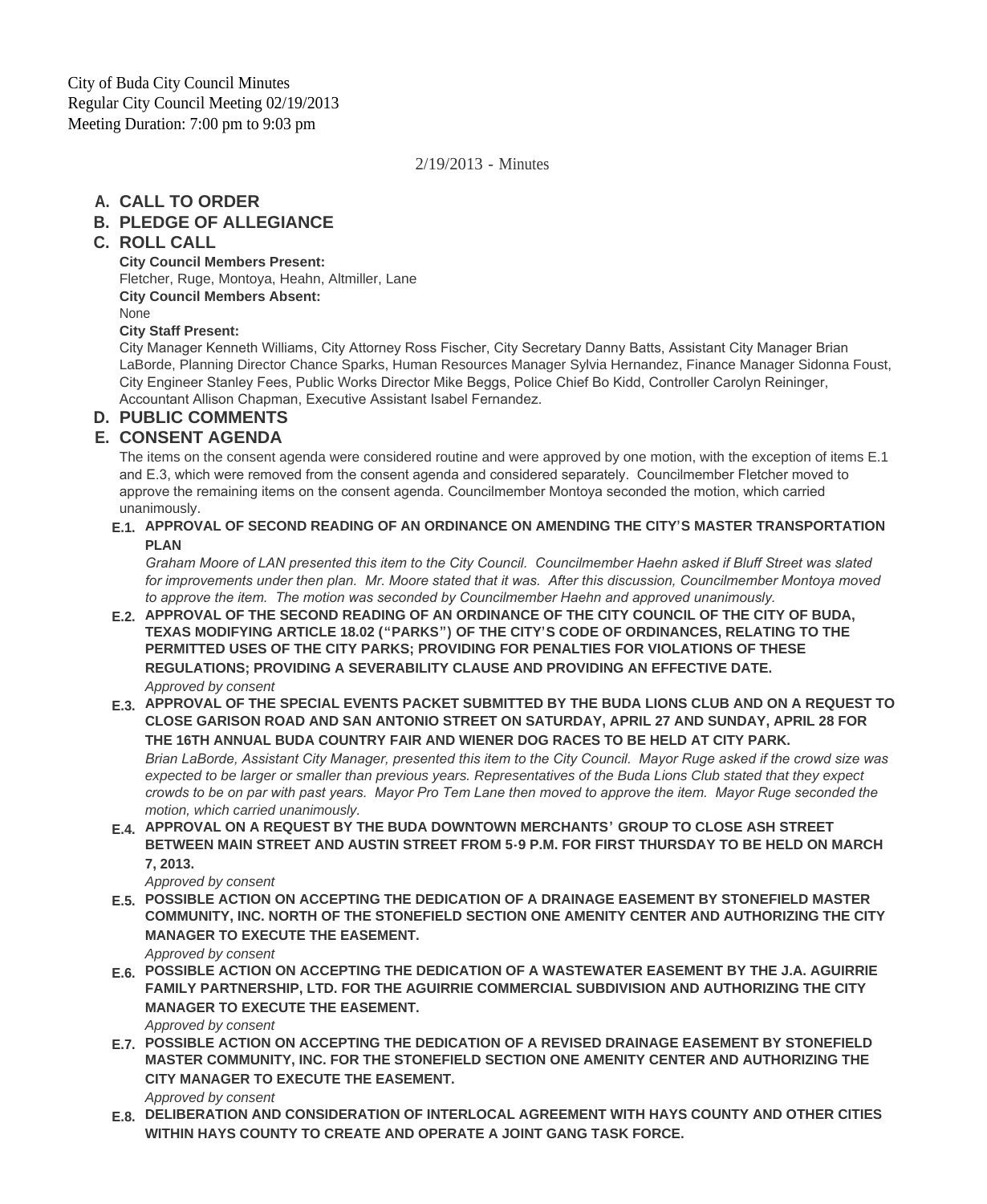City of Buda City Council Minutes
Regular City Council Meeting 02/19/2013
Meeting Duration: 7:00 pm to 9:03 pm

2/19/2013 - Minutes

## A. CALL TO ORDER

## B. PLEDGE OF ALLEGIANCE

## C. ROLL CALL

**City Council Members Present:**
Fletcher, Ruge, Montoya, Heahn, Altmiller, Lane

**City Council Members Absent:**
None

**City Staff Present:**
City Manager Kenneth Williams, City Attorney Ross Fischer, City Secretary Danny Batts, Assistant City Manager Brian LaBorde, Planning Director Chance Sparks, Human Resources Manager Sylvia Hernandez, Finance Manager Sidonna Foust, City Engineer Stanley Fees, Public Works Director Mike Beggs, Police Chief Bo Kidd, Controller Carolyn Reininger, Accountant Allison Chapman, Executive Assistant Isabel Fernandez.

## D. PUBLIC COMMENTS

## E. CONSENT AGENDA

The items on the consent agenda were considered routine and were approved by one motion, with the exception of items E.1 and E.3, which were removed from the consent agenda and considered separately. Councilmember Fletcher moved to approve the remaining items on the consent agenda. Councilmember Montoya seconded the motion, which carried unanimously.

**E.1. APPROVAL OF SECOND READING OF AN ORDINANCE ON AMENDING THE CITY'S MASTER TRANSPORTATION PLAN**

*Graham Moore of LAN presented this item to the City Council. Councilmember Haehn asked if Bluff Street was slated for improvements under then plan. Mr. Moore stated that it was. After this discussion, Councilmember Montoya moved to approve the item. The motion was seconded by Councilmember Haehn and approved unanimously.*

**E.2. APPROVAL OF THE SECOND READING OF AN ORDINANCE OF THE CITY COUNCIL OF THE CITY OF BUDA, TEXAS MODIFYING ARTICLE 18.02 ("PARKS") OF THE CITY'S CODE OF ORDINANCES, RELATING TO THE PERMITTED USES OF THE CITY PARKS; PROVIDING FOR PENALTIES FOR VIOLATIONS OF THESE REGULATIONS; PROVIDING A SEVERABILITY CLAUSE AND PROVIDING AN EFFECTIVE DATE.**

*Approved by consent*

**E.3. APPROVAL OF THE SPECIAL EVENTS PACKET SUBMITTED BY THE BUDA LIONS CLUB AND ON A REQUEST TO CLOSE GARISON ROAD AND SAN ANTONIO STREET ON SATURDAY, APRIL 27 AND SUNDAY, APRIL 28 FOR THE 16TH ANNUAL BUDA COUNTRY FAIR AND WIENER DOG RACES TO BE HELD AT CITY PARK.**

*Brian LaBorde, Assistant City Manager, presented this item to the City Council. Mayor Ruge asked if the crowd size was expected to be larger or smaller than previous years. Representatives of the Buda Lions Club stated that they expect crowds to be on par with past years. Mayor Pro Tem Lane then moved to approve the item. Mayor Ruge seconded the motion, which carried unanimously.*

**E.4. APPROVAL ON A REQUEST BY THE BUDA DOWNTOWN MERCHANTS' GROUP TO CLOSE ASH STREET BETWEEN MAIN STREET AND AUSTIN STREET FROM 5-9 P.M. FOR FIRST THURSDAY TO BE HELD ON MARCH 7, 2013.**

*Approved by consent*

**E.5. POSSIBLE ACTION ON ACCEPTING THE DEDICATION OF A DRAINAGE EASEMENT BY STONEFIELD MASTER COMMUNITY, INC. NORTH OF THE STONEFIELD SECTION ONE AMENITY CENTER AND AUTHORIZING THE CITY MANAGER TO EXECUTE THE EASEMENT.**

*Approved by consent*

**E.6. POSSIBLE ACTION ON ACCEPTING THE DEDICATION OF A WASTEWATER EASEMENT BY THE J.A. AGUIRRIE FAMILY PARTNERSHIP, LTD. FOR THE AGUIRRIE COMMERCIAL SUBDIVISION AND AUTHORIZING THE CITY MANAGER TO EXECUTE THE EASEMENT.**

*Approved by consent*

**E.7. POSSIBLE ACTION ON ACCEPTING THE DEDICATION OF A REVISED DRAINAGE EASEMENT BY STONEFIELD MASTER COMMUNITY, INC. FOR THE STONEFIELD SECTION ONE AMENITY CENTER AND AUTHORIZING THE CITY MANAGER TO EXECUTE THE EASEMENT.**

*Approved by consent*

**E.8. DELIBERATION AND CONSIDERATION OF INTERLOCAL AGREEMENT WITH HAYS COUNTY AND OTHER CITIES WITHIN HAYS COUNTY TO CREATE AND OPERATE A JOINT GANG TASK FORCE.**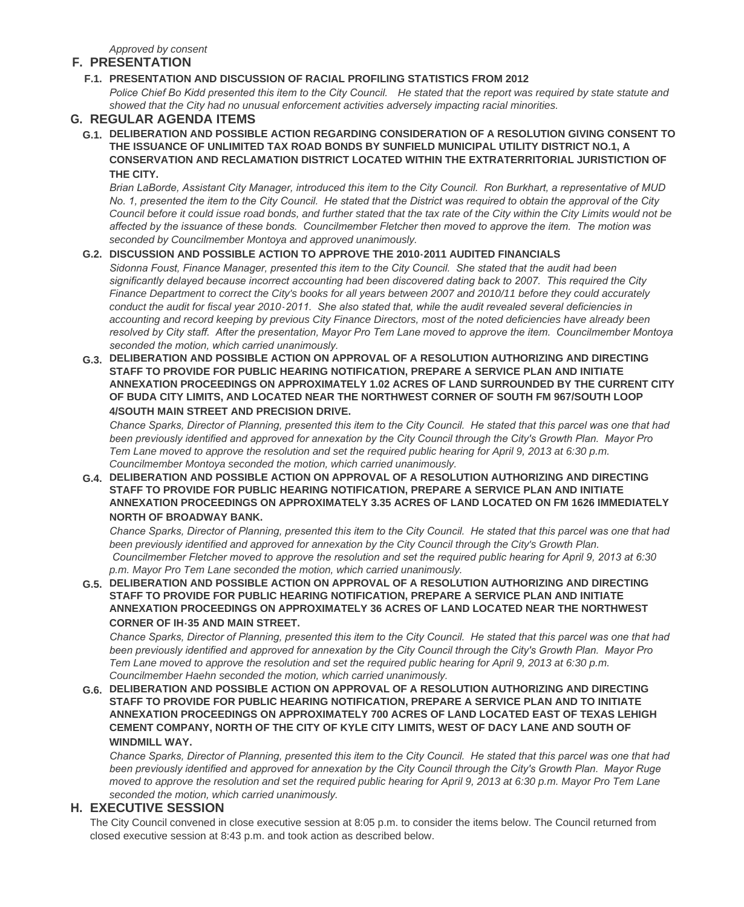*Approved by consent*

## F. PRESENTATION

### F.1. PRESENTATION AND DISCUSSION OF RACIAL PROFILING STATISTICS FROM 2012

*Police Chief Bo Kidd presented this item to the City Council. He stated that the report was required by state statute and showed that the City had no unusual enforcement activities adversely impacting racial minorities.*

## G. REGULAR AGENDA ITEMS

### G.1. DELIBERATION AND POSSIBLE ACTION REGARDING CONSIDERATION OF A RESOLUTION GIVING CONSENT TO THE ISSUANCE OF UNLIMITED TAX ROAD BONDS BY SUNFIELD MUNICIPAL UTILITY DISTRICT NO.1, A CONSERVATION AND RECLAMATION DISTRICT LOCATED WITHIN THE EXTRATERRITORIAL JURISTICTION OF THE CITY.

*Brian LaBorde, Assistant City Manager, introduced this item to the City Council. Ron Burkhart, a representative of MUD No. 1, presented the item to the City Council. He stated that the District was required to obtain the approval of the City Council before it could issue road bonds, and further stated that the tax rate of the City within the City Limits would not be affected by the issuance of these bonds. Councilmember Fletcher then moved to approve the item. The motion was seconded by Councilmember Montoya and approved unanimously.*

### G.2. DISCUSSION AND POSSIBLE ACTION TO APPROVE THE 2010-2011 AUDITED FINANCIALS

*Sidonna Foust, Finance Manager, presented this item to the City Council. She stated that the audit had been significantly delayed because incorrect accounting had been discovered dating back to 2007. This required the City Finance Department to correct the City's books for all years between 2007 and 2010/11 before they could accurately conduct the audit for fiscal year 2010-2011. She also stated that, while the audit revealed several deficiencies in accounting and record keeping by previous City Finance Directors, most of the noted deficiencies have already been resolved by City staff. After the presentation, Mayor Pro Tem Lane moved to approve the item. Councilmember Montoya seconded the motion, which carried unanimously.*

### G.3. DELIBERATION AND POSSIBLE ACTION ON APPROVAL OF A RESOLUTION AUTHORIZING AND DIRECTING STAFF TO PROVIDE FOR PUBLIC HEARING NOTIFICATION, PREPARE A SERVICE PLAN AND INITIATE ANNEXATION PROCEEDINGS ON APPROXIMATELY 1.02 ACRES OF LAND SURROUNDED BY THE CURRENT CITY OF BUDA CITY LIMITS, AND LOCATED NEAR THE NORTHWEST CORNER OF SOUTH FM 967/SOUTH LOOP 4/SOUTH MAIN STREET AND PRECISION DRIVE.

*Chance Sparks, Director of Planning, presented this item to the City Council. He stated that this parcel was one that had been previously identified and approved for annexation by the City Council through the City's Growth Plan. Mayor Pro Tem Lane moved to approve the resolution and set the required public hearing for April 9, 2013 at 6:30 p.m. Councilmember Montoya seconded the motion, which carried unanimously.*

### G.4. DELIBERATION AND POSSIBLE ACTION ON APPROVAL OF A RESOLUTION AUTHORIZING AND DIRECTING STAFF TO PROVIDE FOR PUBLIC HEARING NOTIFICATION, PREPARE A SERVICE PLAN AND INITIATE ANNEXATION PROCEEDINGS ON APPROXIMATELY 3.35 ACRES OF LAND LOCATED ON FM 1626 IMMEDIATELY NORTH OF BROADWAY BANK.

*Chance Sparks, Director of Planning, presented this item to the City Council. He stated that this parcel was one that had been previously identified and approved for annexation by the City Council through the City's Growth Plan. Councilmember Fletcher moved to approve the resolution and set the required public hearing for April 9, 2013 at 6:30 p.m. Mayor Pro Tem Lane seconded the motion, which carried unanimously.*

### G.5. DELIBERATION AND POSSIBLE ACTION ON APPROVAL OF A RESOLUTION AUTHORIZING AND DIRECTING STAFF TO PROVIDE FOR PUBLIC HEARING NOTIFICATION, PREPARE A SERVICE PLAN AND INITIATE ANNEXATION PROCEEDINGS ON APPROXIMATELY 36 ACRES OF LAND LOCATED NEAR THE NORTHWEST CORNER OF IH-35 AND MAIN STREET.

*Chance Sparks, Director of Planning, presented this item to the City Council. He stated that this parcel was one that had been previously identified and approved for annexation by the City Council through the City's Growth Plan. Mayor Pro Tem Lane moved to approve the resolution and set the required public hearing for April 9, 2013 at 6:30 p.m. Councilmember Haehn seconded the motion, which carried unanimously.*

### G.6. DELIBERATION AND POSSIBLE ACTION ON APPROVAL OF A RESOLUTION AUTHORIZING AND DIRECTING STAFF TO PROVIDE FOR PUBLIC HEARING NOTIFICATION, PREPARE A SERVICE PLAN AND TO INITIATE ANNEXATION PROCEEDINGS ON APPROXIMATELY 700 ACRES OF LAND LOCATED EAST OF TEXAS LEHIGH CEMENT COMPANY, NORTH OF THE CITY OF KYLE CITY LIMITS, WEST OF DACY LANE AND SOUTH OF WINDMILL WAY.

*Chance Sparks, Director of Planning, presented this item to the City Council. He stated that this parcel was one that had been previously identified and approved for annexation by the City Council through the City's Growth Plan. Mayor Ruge moved to approve the resolution and set the required public hearing for April 9, 2013 at 6:30 p.m. Mayor Pro Tem Lane seconded the motion, which carried unanimously.*

## H. EXECUTIVE SESSION

The City Council convened in close executive session at 8:05 p.m. to consider the items below. The Council returned from closed executive session at 8:43 p.m. and took action as described below.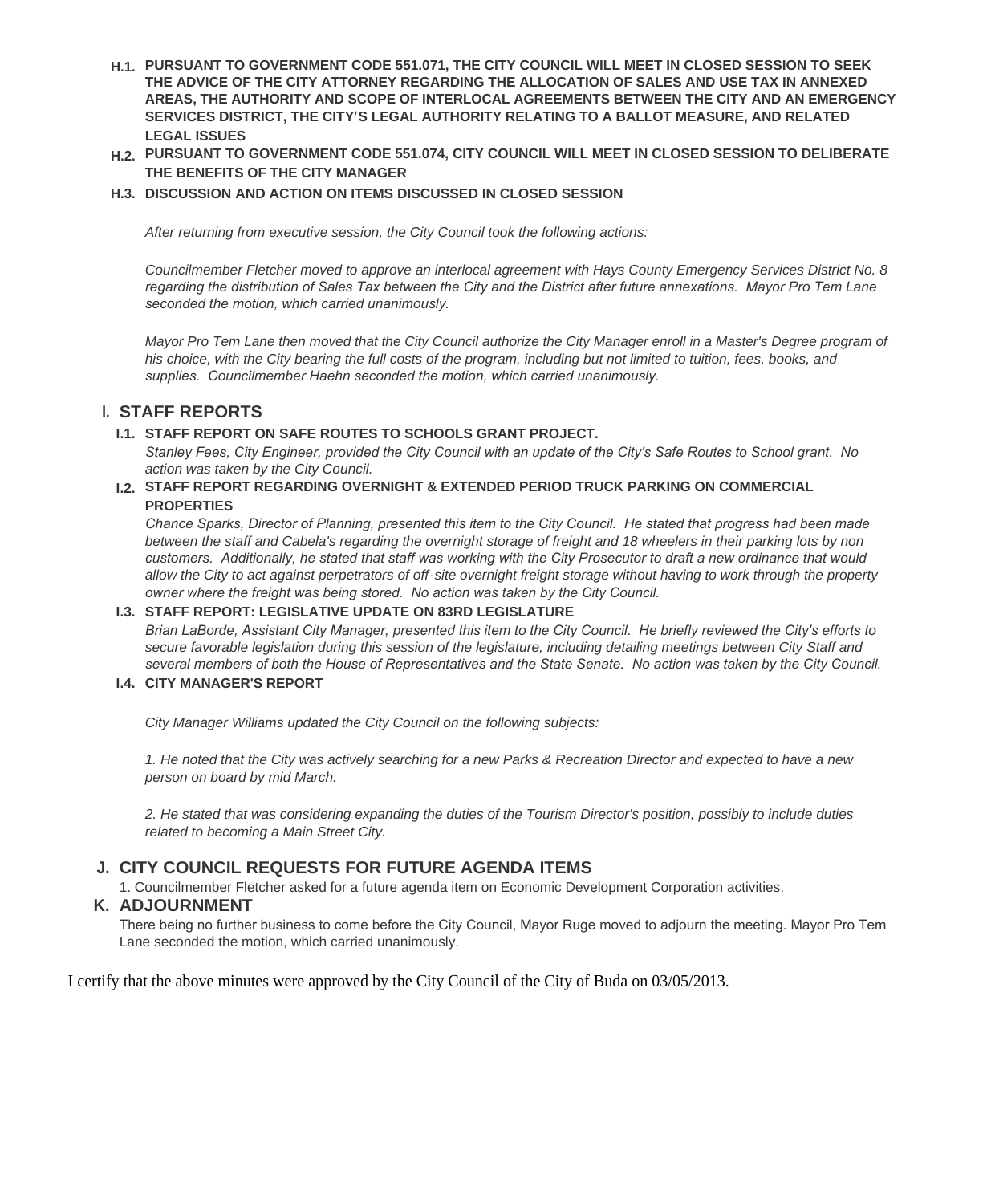**H.1. PURSUANT TO GOVERNMENT CODE 551.071, THE CITY COUNCIL WILL MEET IN CLOSED SESSION TO SEEK THE ADVICE OF THE CITY ATTORNEY REGARDING THE ALLOCATION OF SALES AND USE TAX IN ANNEXED AREAS, THE AUTHORITY AND SCOPE OF INTERLOCAL AGREEMENTS BETWEEN THE CITY AND AN EMERGENCY SERVICES DISTRICT, THE CITY'S LEGAL AUTHORITY RELATING TO A BALLOT MEASURE, AND RELATED LEGAL ISSUES**

**H.2. PURSUANT TO GOVERNMENT CODE 551.074, CITY COUNCIL WILL MEET IN CLOSED SESSION TO DELIBERATE THE BENEFITS OF THE CITY MANAGER**

**H.3. DISCUSSION AND ACTION ON ITEMS DISCUSSED IN CLOSED SESSION**

*After returning from executive session, the City Council took the following actions:*

*Councilmember Fletcher moved to approve an interlocal agreement with Hays County Emergency Services District No. 8 regarding the distribution of Sales Tax between the City and the District after future annexations. Mayor Pro Tem Lane seconded the motion, which carried unanimously.*

*Mayor Pro Tem Lane then moved that the City Council authorize the City Manager enroll in a Master's Degree program of his choice, with the City bearing the full costs of the program, including but not limited to tuition, fees, books, and supplies. Councilmember Haehn seconded the motion, which carried unanimously.*

## I. STAFF REPORTS

**I.1. STAFF REPORT ON SAFE ROUTES TO SCHOOLS GRANT PROJECT.**

*Stanley Fees, City Engineer, provided the City Council with an update of the City's Safe Routes to School grant. No action was taken by the City Council.*

**I.2. STAFF REPORT REGARDING OVERNIGHT & EXTENDED PERIOD TRUCK PARKING ON COMMERCIAL PROPERTIES**

*Chance Sparks, Director of Planning, presented this item to the City Council. He stated that progress had been made between the staff and Cabela's regarding the overnight storage of freight and 18 wheelers in their parking lots by non customers. Additionally, he stated that staff was working with the City Prosecutor to draft a new ordinance that would allow the City to act against perpetrators of off-site overnight freight storage without having to work through the property owner where the freight was being stored. No action was taken by the City Council.*

**I.3. STAFF REPORT: LEGISLATIVE UPDATE ON 83RD LEGISLATURE**

*Brian LaBorde, Assistant City Manager, presented this item to the City Council. He briefly reviewed the City's efforts to secure favorable legislation during this session of the legislature, including detailing meetings between City Staff and several members of both the House of Representatives and the State Senate. No action was taken by the City Council.*

**I.4. CITY MANAGER'S REPORT**

*City Manager Williams updated the City Council on the following subjects:*

*1. He noted that the City was actively searching for a new Parks & Recreation Director and expected to have a new person on board by mid March.*

*2. He stated that was considering expanding the duties of the Tourism Director's position, possibly to include duties related to becoming a Main Street City.*

## J. CITY COUNCIL REQUESTS FOR FUTURE AGENDA ITEMS

1. Councilmember Fletcher asked for a future agenda item on Economic Development Corporation activities.

## K. ADJOURNMENT

There being no further business to come before the City Council, Mayor Ruge moved to adjourn the meeting. Mayor Pro Tem Lane seconded the motion, which carried unanimously.

I certify that the above minutes were approved by the City Council of the City of Buda on 03/05/2013.